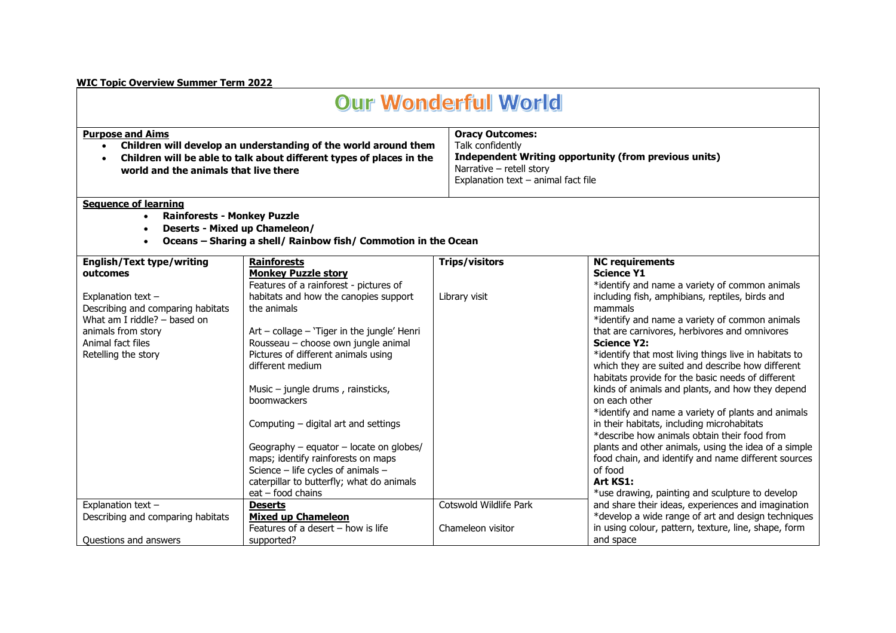**WIC Topic Overview Summer Term 2022**

# Our Wonderful World

**Purpose and Aims**

- **Children will develop an understanding of the world around them**
- **Children will be able to talk about different types of places in the world and the animals that live there**

**Oracy Outcomes:**
Talk confidently
**Independent Writing opportunity (from previous units)**
Narrative – retell story
Explanation text – animal fact file

**Sequence of learning**

- **Rainforests - Monkey Puzzle**
- **Deserts - Mixed up Chameleon/**
- **Oceans – Sharing a shell/ Rainbow fish/ Commotion in the Ocean**

| English/Text type/writing outcomes | Rainforests | Trips/visitors | NC requirements |
|---|---|---|---|
| Explanation text –<br>Describing and comparing habitats<br>What am I riddle? – based on animals from story<br>Animal fact files<br>Retelling the story | **Monkey Puzzle story**<br>Features of a rainforest - pictures of habitats and how the canopies support the animals<br><br>Art – collage – 'Tiger in the jungle' Henri Rousseau – choose own jungle animal<br>Pictures of different animals using different medium<br><br>Music – jungle drums , rainsticks, boomwackers<br><br>Computing – digital art and settings<br><br>Geography – equator – locate on globes/ maps; identify rainforests on maps<br>Science – life cycles of animals – caterpillar to butterfly; what do animals eat – food chains | Library visit | **Science Y1**<br>*identify and name a variety of common animals including fish, amphibians, reptiles, birds and mammals<br>*identify and name a variety of common animals that are carnivores, herbivores and omnivores<br>**Science Y2:**<br>*identify that most living things live in habitats to which they are suited and describe how different habitats provide for the basic needs of different kinds of animals and plants, and how they depend on each other<br>*identify and name a variety of plants and animals in their habitats, including microhabitats<br>*describe how animals obtain their food from plants and other animals, using the idea of a simple food chain, and identify and name different sources of food<br>**Art KS1:**<br>*use drawing, painting and sculpture to develop and share their ideas, experiences and imagination<br>*develop a wide range of art and design techniques in using colour, pattern, texture, line, shape, form and space |
| Explanation text –<br>Describing and comparing habitats<br><br>Questions and answers | **Deserts**<br>**Mixed up Chameleon**<br>Features of a desert – how is life supported? | Cotswold Wildlife Park<br><br>Chameleon visitor | |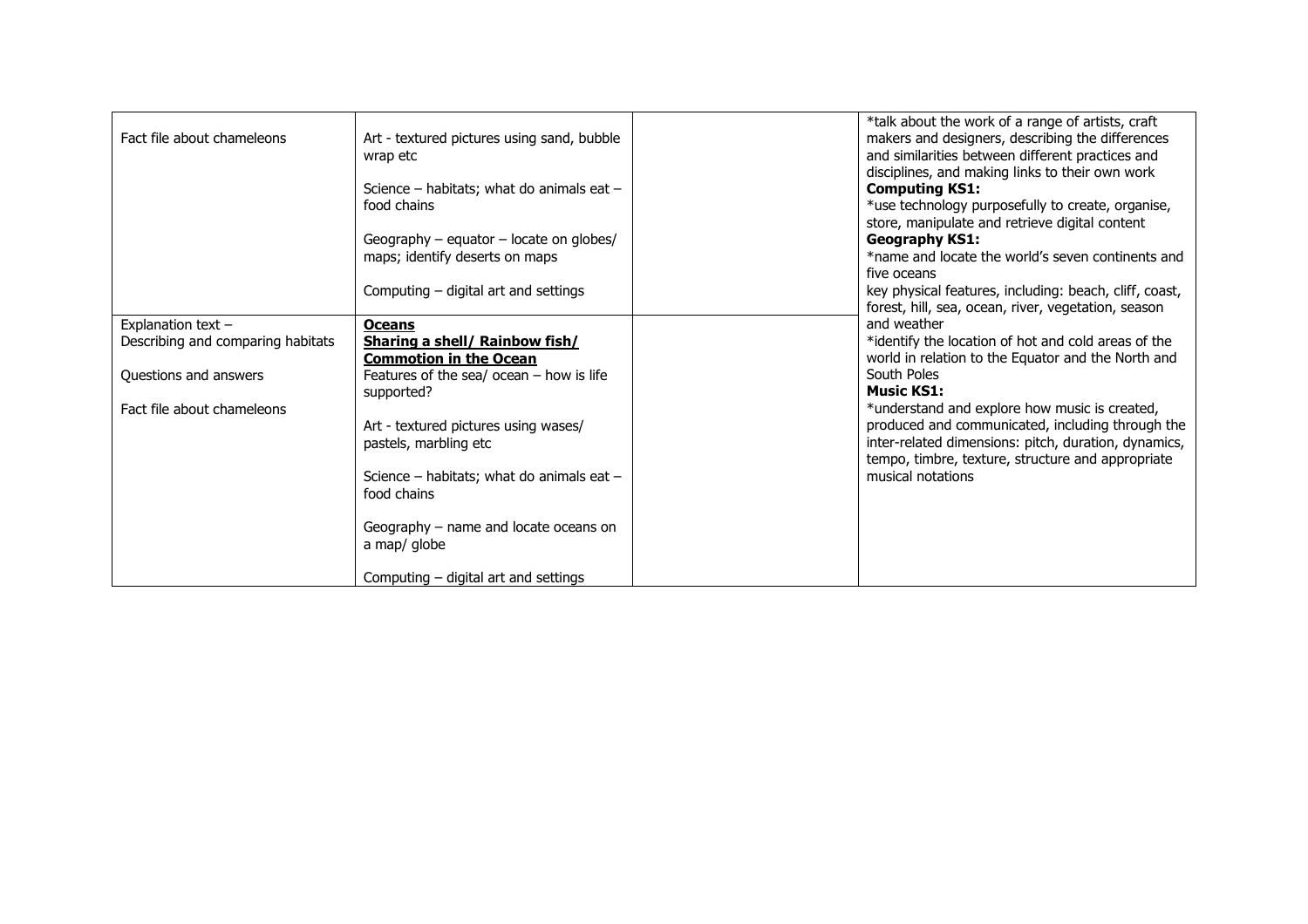| | | | |
|---|---|---|---|
| Fact file about chameleons | Art - textured pictures using sand, bubble wrap etc<br><br>Science – habitats; what do animals eat – food chains<br><br>Geography – equator – locate on globes/ maps; identify deserts on maps<br><br>Computing – digital art and settings | | *talk about the work of a range of artists, craft makers and designers, describing the differences and similarities between different practices and disciplines, and making links to their own work<br>**Computing KS1:**<br>*use technology purposefully to create, organise, store, manipulate and retrieve digital content<br>**Geography KS1:**<br>*name and locate the world's seven continents and five oceans<br>key physical features, including: beach, cliff, coast, forest, hill, sea, ocean, river, vegetation, season and weather<br>*identify the location of hot and cold areas of the world in relation to the Equator and the North and South Poles<br>**Music KS1:**<br>*understand and explore how music is created, produced and communicated, including through the inter-related dimensions: pitch, duration, dynamics, tempo, timbre, texture, structure and appropriate musical notations |
| Explanation text –<br>Describing and comparing habitats<br><br>Questions and answers<br><br>Fact file about chameleons | **<u>Oceans</u>**<br>**<u>Sharing a shell/ Rainbow fish/ Commotion in the Ocean</u>**<br>Features of the sea/ ocean – how is life supported?<br><br>Art - textured pictures using wases/ pastels, marbling etc<br><br>Science – habitats; what do animals eat – food chains<br><br>Geography – name and locate oceans on a map/ globe<br><br>Computing – digital art and settings | | |